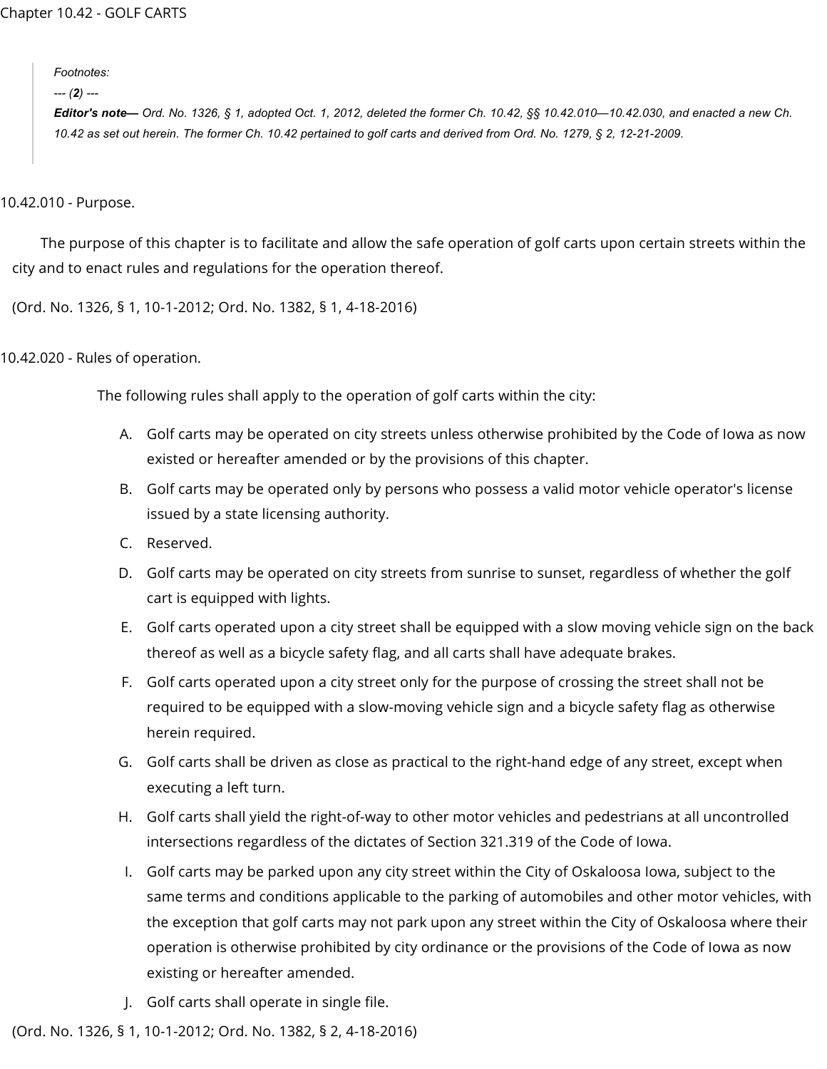# Chapter 10.42 - GOLF CARTS

> *Footnotes:*
>
> *--- (**2**) ---*
>
> ***Editor's note—*** *Ord. No. 1326, § 1, adopted Oct. 1, 2012, deleted the former Ch. 10.42, §§ 10.42.010—10.42.030, and enacted a new Ch. 10.42 as set out herein. The former Ch. 10.42 pertained to golf carts and derived from Ord. No. 1279, § 2, 12-21-2009.*

## 10.42.010 - Purpose.

The purpose of this chapter is to facilitate and allow the safe operation of golf carts upon certain streets within the city and to enact rules and regulations for the operation thereof.

(Ord. No. 1326, § 1, 10-1-2012; Ord. No. 1382, § 1, 4-18-2016)

## 10.42.020 - Rules of operation.

The following rules shall apply to the operation of golf carts within the city:

A. Golf carts may be operated on city streets unless otherwise prohibited by the Code of Iowa as now existed or hereafter amended or by the provisions of this chapter.

B. Golf carts may be operated only by persons who possess a valid motor vehicle operator's license issued by a state licensing authority.

C. Reserved.

D. Golf carts may be operated on city streets from sunrise to sunset, regardless of whether the golf cart is equipped with lights.

E. Golf carts operated upon a city street shall be equipped with a slow moving vehicle sign on the back thereof as well as a bicycle safety flag, and all carts shall have adequate brakes.

F. Golf carts operated upon a city street only for the purpose of crossing the street shall not be required to be equipped with a slow-moving vehicle sign and a bicycle safety flag as otherwise herein required.

G. Golf carts shall be driven as close as practical to the right-hand edge of any street, except when executing a left turn.

H. Golf carts shall yield the right-of-way to other motor vehicles and pedestrians at all uncontrolled intersections regardless of the dictates of Section 321.319 of the Code of Iowa.

I. Golf carts may be parked upon any city street within the City of Oskaloosa Iowa, subject to the same terms and conditions applicable to the parking of automobiles and other motor vehicles, with the exception that golf carts may not park upon any street within the City of Oskaloosa where their operation is otherwise prohibited by city ordinance or the provisions of the Code of Iowa as now existing or hereafter amended.

J. Golf carts shall operate in single file.

(Ord. No. 1326, § 1, 10-1-2012; Ord. No. 1382, § 2, 4-18-2016)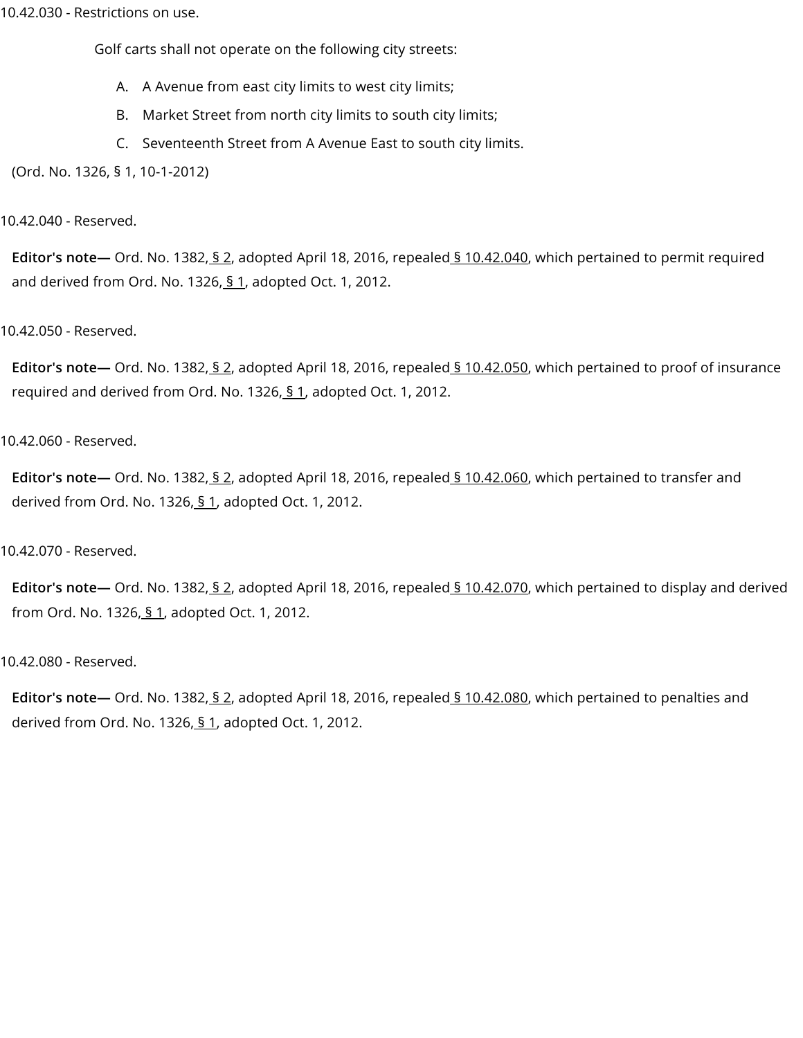10.42.030 - Restrictions on use.

Golf carts shall not operate on the following city streets:

A. A Avenue from east city limits to west city limits;

B. Market Street from north city limits to south city limits;

C. Seventeenth Street from A Avenue East to south city limits.

(Ord. No. 1326, § 1, 10-1-2012)

10.42.040 - Reserved.

**Editor's note—** Ord. No. 1382, § 2, adopted April 18, 2016, repealed § 10.42.040, which pertained to permit required and derived from Ord. No. 1326, § 1, adopted Oct. 1, 2012.

10.42.050 - Reserved.

**Editor's note—** Ord. No. 1382, § 2, adopted April 18, 2016, repealed § 10.42.050, which pertained to proof of insurance required and derived from Ord. No. 1326, § 1, adopted Oct. 1, 2012.

10.42.060 - Reserved.

**Editor's note—** Ord. No. 1382, § 2, adopted April 18, 2016, repealed § 10.42.060, which pertained to transfer and derived from Ord. No. 1326, § 1, adopted Oct. 1, 2012.

10.42.070 - Reserved.

**Editor's note—** Ord. No. 1382, § 2, adopted April 18, 2016, repealed § 10.42.070, which pertained to display and derived from Ord. No. 1326, § 1, adopted Oct. 1, 2012.

10.42.080 - Reserved.

**Editor's note—** Ord. No. 1382, § 2, adopted April 18, 2016, repealed § 10.42.080, which pertained to penalties and derived from Ord. No. 1326, § 1, adopted Oct. 1, 2012.